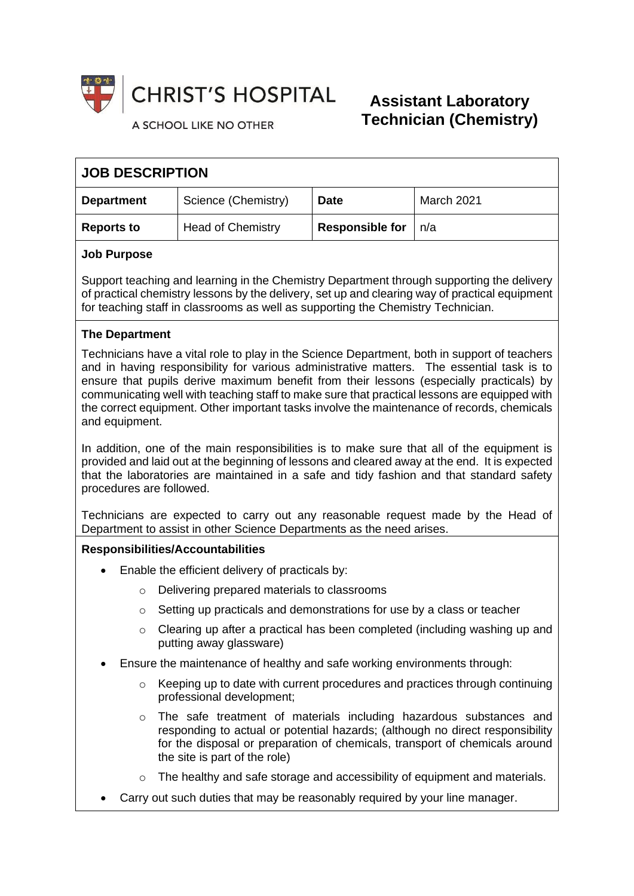CHRIST'S HOSPITAL

A SCHOOL LIKE NO OTHER

# Assistant Laboratory Technician (Chemistry)

## JOB DESCRIPTION

| **Department** | Science (Chemistry) | **Date** | March 2021 |
|---|---|---|---|
| **Reports to** | Head of Chemistry | **Responsible for** | n/a |

### Job Purpose

Support teaching and learning in the Chemistry Department through supporting the delivery of practical chemistry lessons by the delivery, set up and clearing way of practical equipment for teaching staff in classrooms as well as supporting the Chemistry Technician.

### The Department

Technicians have a vital role to play in the Science Department, both in support of teachers and in having responsibility for various administrative matters. The essential task is to ensure that pupils derive maximum benefit from their lessons (especially practicals) by communicating well with teaching staff to make sure that practical lessons are equipped with the correct equipment. Other important tasks involve the maintenance of records, chemicals and equipment.

In addition, one of the main responsibilities is to make sure that all of the equipment is provided and laid out at the beginning of lessons and cleared away at the end. It is expected that the laboratories are maintained in a safe and tidy fashion and that standard safety procedures are followed.

Technicians are expected to carry out any reasonable request made by the Head of Department to assist in other Science Departments as the need arises.

### Responsibilities/Accountabilities

- Enable the efficient delivery of practicals by:
  - Delivering prepared materials to classrooms
  - Setting up practicals and demonstrations for use by a class or teacher
  - Clearing up after a practical has been completed (including washing up and putting away glassware)
- Ensure the maintenance of healthy and safe working environments through:
  - Keeping up to date with current procedures and practices through continuing professional development;
  - The safe treatment of materials including hazardous substances and responding to actual or potential hazards; (although no direct responsibility for the disposal or preparation of chemicals, transport of chemicals around the site is part of the role)
  - The healthy and safe storage and accessibility of equipment and materials.
- Carry out such duties that may be reasonably required by your line manager.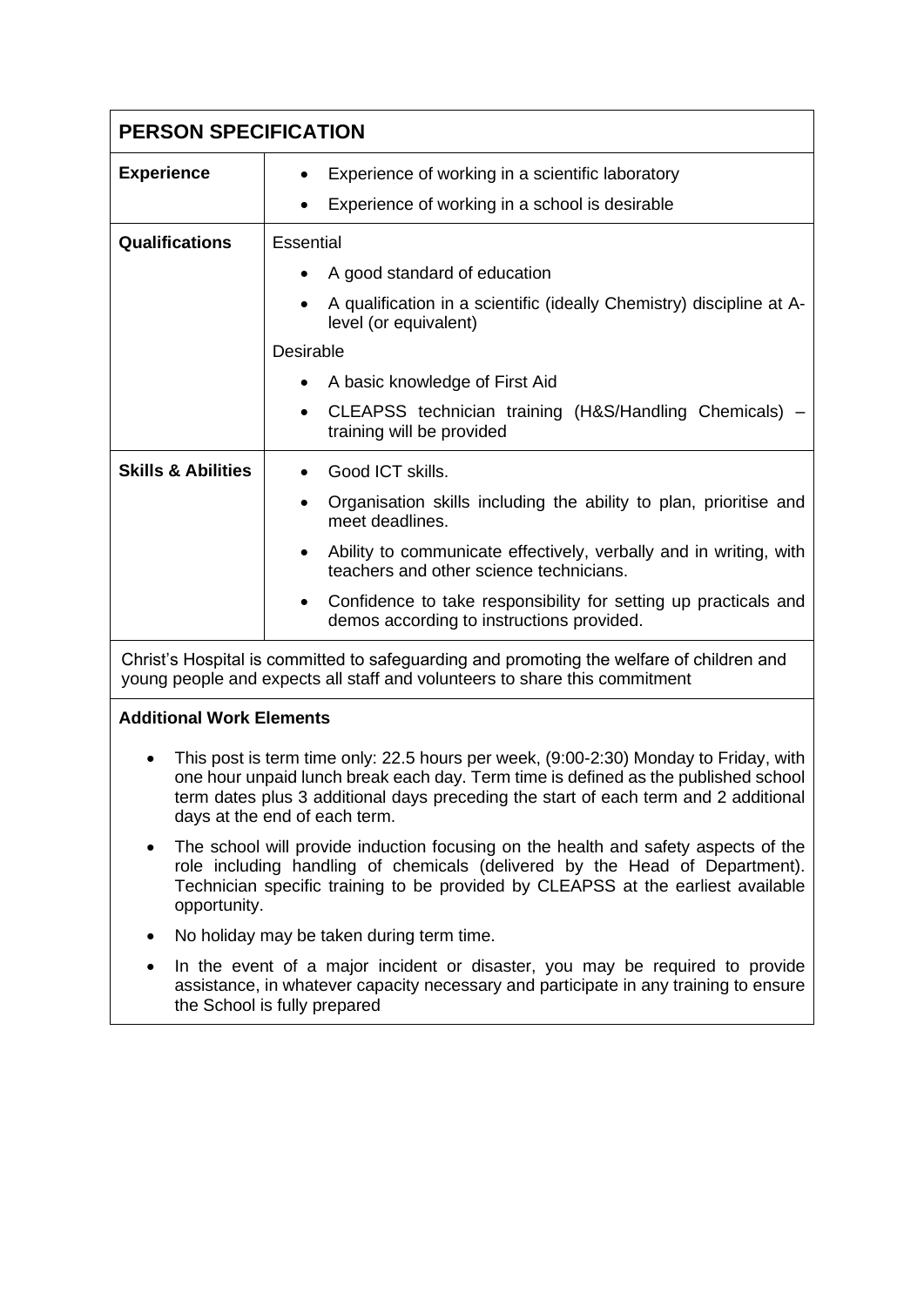| **PERSON SPECIFICATION** | |
|---|---|
| **Experience** | • Experience of working in a scientific laboratory<br>• Experience of working in a school is desirable |
| **Qualifications** | Essential<br>• A good standard of education<br>• A qualification in a scientific (ideally Chemistry) discipline at A-level (or equivalent)<br>Desirable<br>• A basic knowledge of First Aid<br>• CLEAPSS technician training (H&S/Handling Chemicals) – training will be provided |
| **Skills & Abilities** | • Good ICT skills.<br>• Organisation skills including the ability to plan, prioritise and meet deadlines.<br>• Ability to communicate effectively, verbally and in writing, with teachers and other science technicians.<br>• Confidence to take responsibility for setting up practicals and demos according to instructions provided. |

Christ's Hospital is committed to safeguarding and promoting the welfare of children and young people and expects all staff and volunteers to share this commitment

**Additional Work Elements**

- This post is term time only: 22.5 hours per week, (9:00-2:30) Monday to Friday, with one hour unpaid lunch break each day. Term time is defined as the published school term dates plus 3 additional days preceding the start of each term and 2 additional days at the end of each term.
- The school will provide induction focusing on the health and safety aspects of the role including handling of chemicals (delivered by the Head of Department). Technician specific training to be provided by CLEAPSS at the earliest available opportunity.
- No holiday may be taken during term time.
- In the event of a major incident or disaster, you may be required to provide assistance, in whatever capacity necessary and participate in any training to ensure the School is fully prepared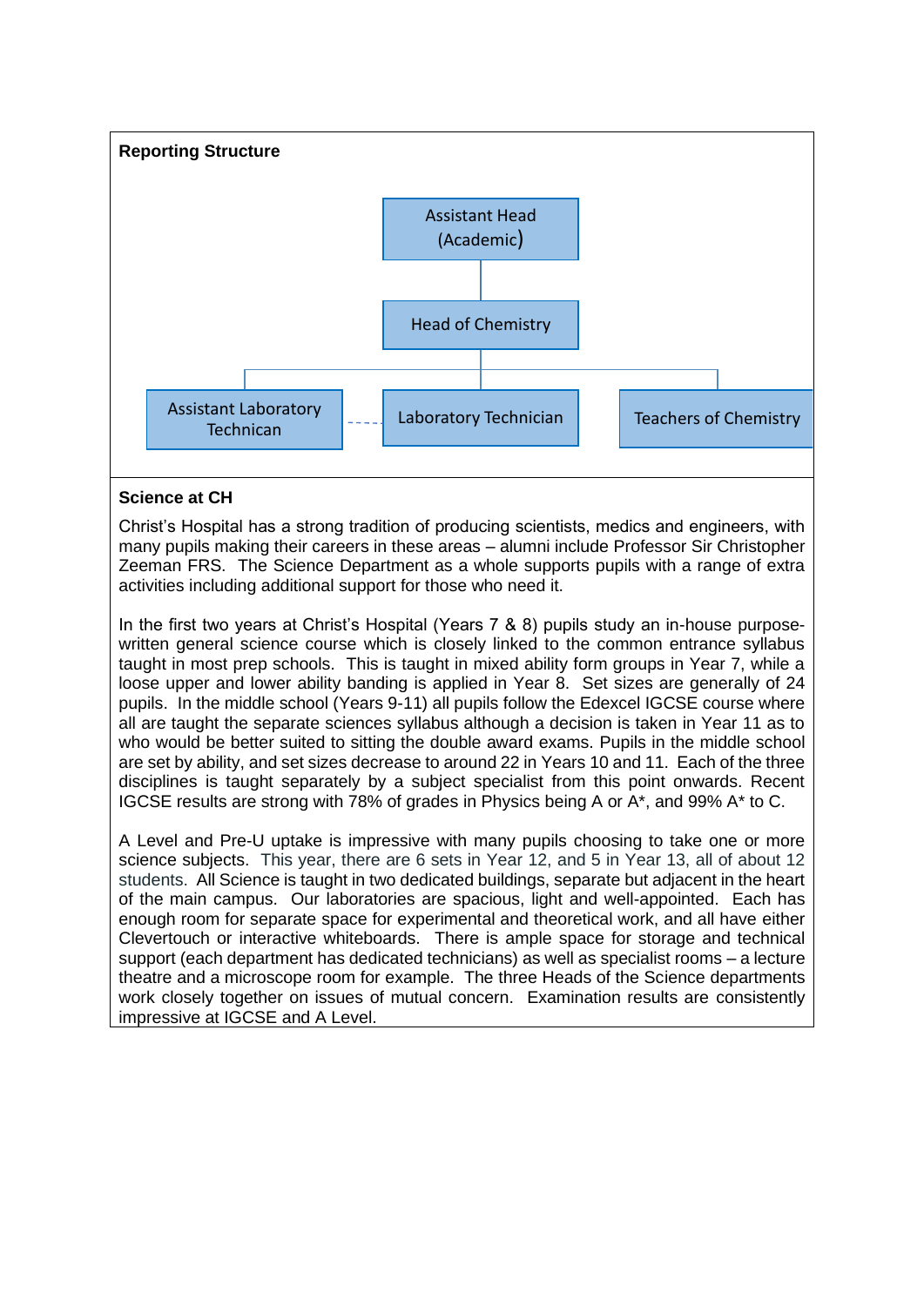**Reporting Structure**

Assistant Head (Academic)

Head of Chemistry

Assistant Laboratory Technican

Laboratory Technician

Teachers of Chemistry

**Science at CH**

Christ's Hospital has a strong tradition of producing scientists, medics and engineers, with many pupils making their careers in these areas – alumni include Professor Sir Christopher Zeeman FRS. The Science Department as a whole supports pupils with a range of extra activities including additional support for those who need it.

In the first two years at Christ's Hospital (Years 7 & 8) pupils study an in-house purpose-written general science course which is closely linked to the common entrance syllabus taught in most prep schools. This is taught in mixed ability form groups in Year 7, while a loose upper and lower ability banding is applied in Year 8. Set sizes are generally of 24 pupils. In the middle school (Years 9-11) all pupils follow the Edexcel IGCSE course where all are taught the separate sciences syllabus although a decision is taken in Year 11 as to who would be better suited to sitting the double award exams. Pupils in the middle school are set by ability, and set sizes decrease to around 22 in Years 10 and 11. Each of the three disciplines is taught separately by a subject specialist from this point onwards. Recent IGCSE results are strong with 78% of grades in Physics being A or A*, and 99% A* to C.

A Level and Pre-U uptake is impressive with many pupils choosing to take one or more science subjects. This year, there are 6 sets in Year 12, and 5 in Year 13, all of about 12 students. All Science is taught in two dedicated buildings, separate but adjacent in the heart of the main campus. Our laboratories are spacious, light and well-appointed. Each has enough room for separate space for experimental and theoretical work, and all have either Clevertouch or interactive whiteboards. There is ample space for storage and technical support (each department has dedicated technicians) as well as specialist rooms – a lecture theatre and a microscope room for example. The three Heads of the Science departments work closely together on issues of mutual concern. Examination results are consistently impressive at IGCSE and A Level.